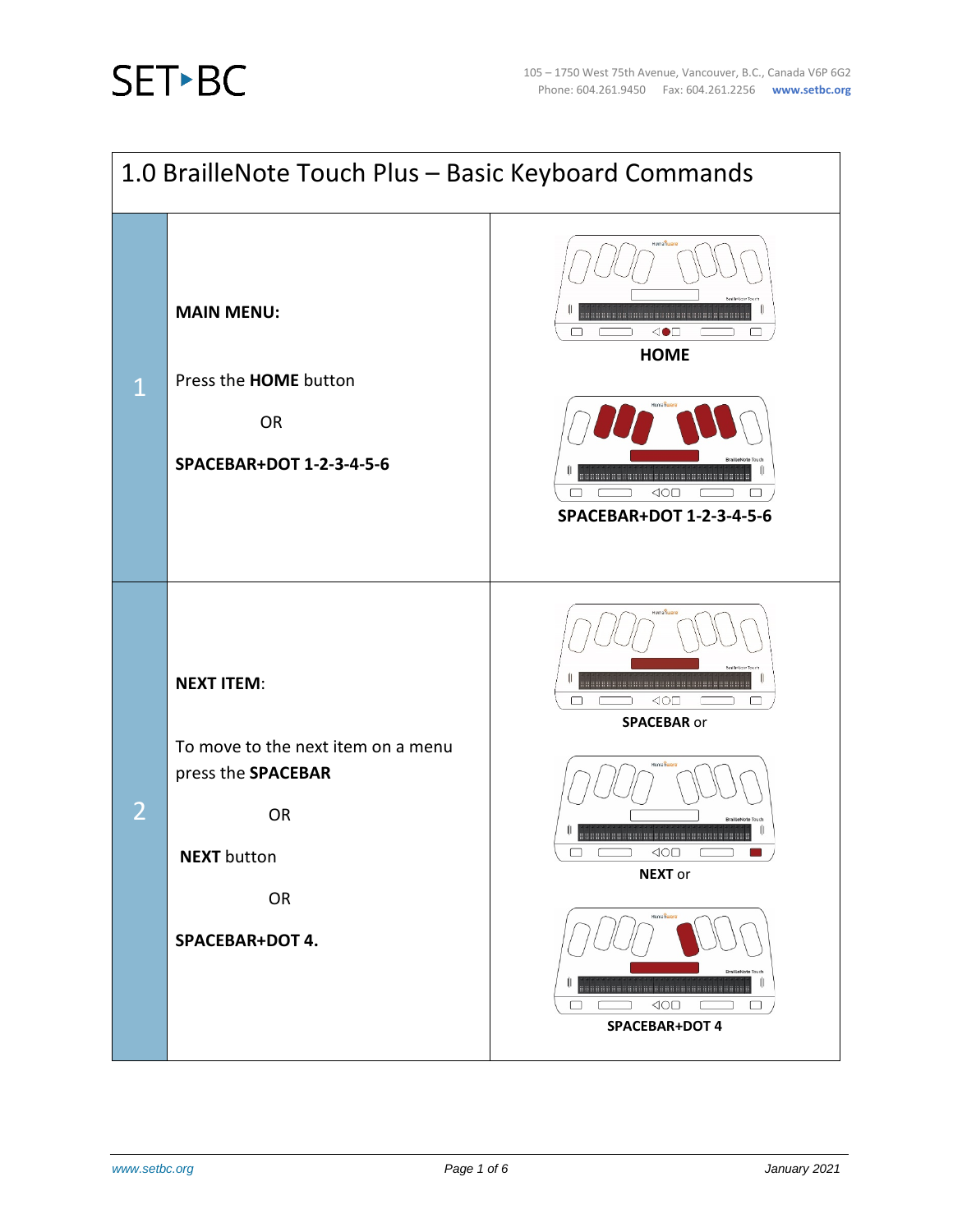# 1.0 BrailleNote Touch Plus – Basic Keyboard Commands

| | | |
|---|---|---|
| 1 | **MAIN MENU:**<br><br>Press the **HOME** button<br><br>OR<br><br>**SPACEBAR+DOT 1-2-3-4-5-6** | **HOME**<br><br>**SPACEBAR+DOT 1-2-3-4-5-6** |
| 2 | **NEXT ITEM**:<br><br>To move to the next item on a menu press the **SPACEBAR**<br><br>OR<br><br>**NEXT** button<br><br>OR<br><br>**SPACEBAR+DOT 4.** | **SPACEBAR** or<br><br>**NEXT** or<br><br>**SPACEBAR+DOT 4** |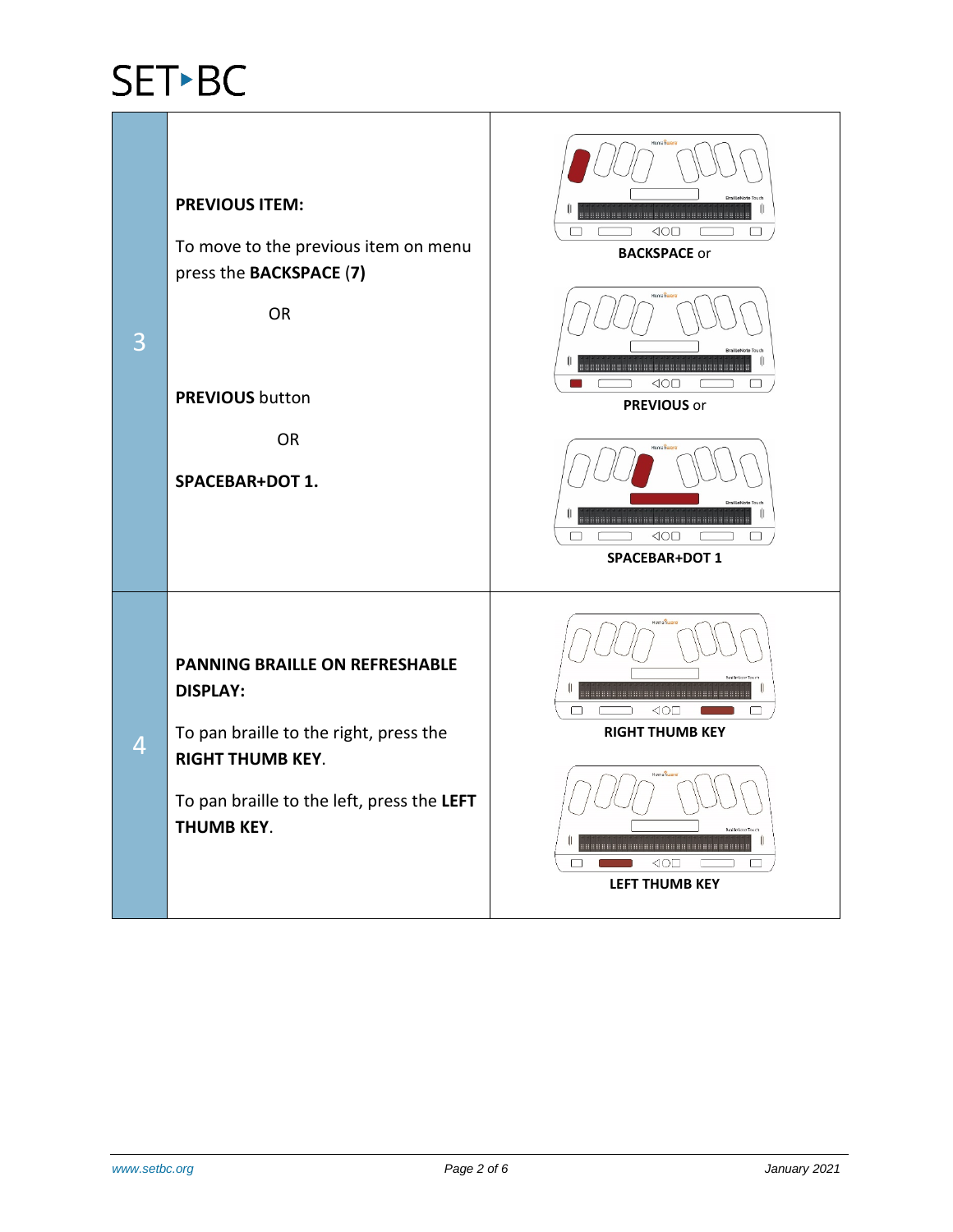| | | |
|---|---|---|
| 3 | **PREVIOUS ITEM:**<br><br>To move to the previous item on menu press the **BACKSPACE (7)**<br><br>OR<br><br>**PREVIOUS** button<br><br>OR<br><br>**SPACEBAR+DOT 1.** | **BACKSPACE** or<br><br>**PREVIOUS** or<br><br>**SPACEBAR+DOT 1** |
| 4 | **PANNING BRAILLE ON REFRESHABLE DISPLAY:**<br><br>To pan braille to the right, press the **RIGHT THUMB KEY**.<br><br>To pan braille to the left, press the **LEFT THUMB KEY**. | **RIGHT THUMB KEY**<br><br>**LEFT THUMB KEY** |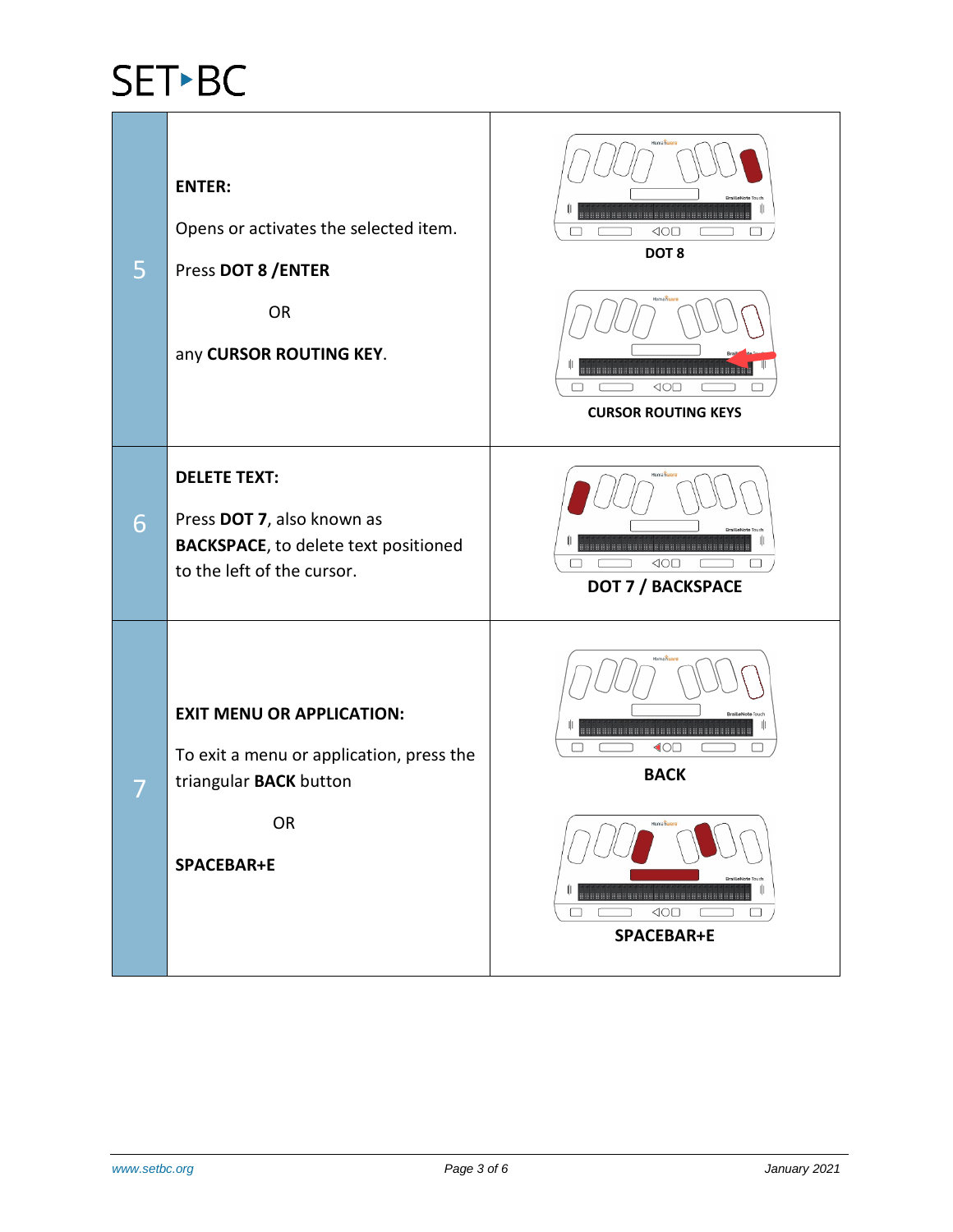| | | |
|---|---|---|
| 5 | **ENTER:**<br><br>Opens or activates the selected item.<br><br>Press **DOT 8 /ENTER**<br><br>OR<br><br>any **CURSOR ROUTING KEY**. | **DOT 8**<br><br>**CURSOR ROUTING KEYS** |
| 6 | **DELETE TEXT:**<br><br>Press **DOT 7**, also known as **BACKSPACE**, to delete text positioned to the left of the cursor. | **DOT 7 / BACKSPACE** |
| 7 | **EXIT MENU OR APPLICATION:**<br><br>To exit a menu or application, press the triangular **BACK** button<br><br>OR<br><br>**SPACEBAR+E** | **BACK**<br><br>**SPACEBAR+E** |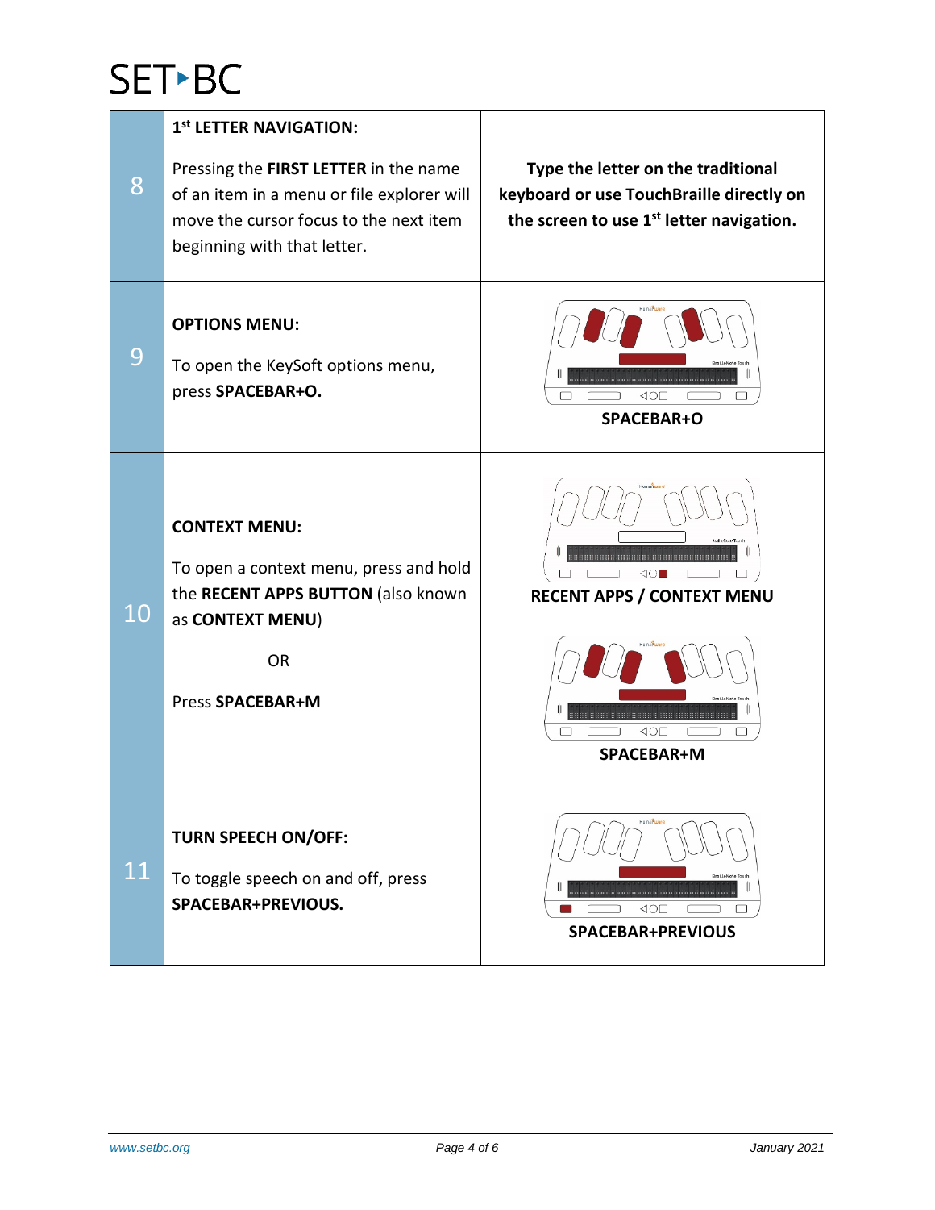| | | |
|---|---|---|
| 8 | **1st LETTER NAVIGATION:**<br><br>Pressing the **FIRST LETTER** in the name of an item in a menu or file explorer will move the cursor focus to the next item beginning with that letter. | **Type the letter on the traditional keyboard or use TouchBraille directly on the screen to use 1st letter navigation.** |
| 9 | **OPTIONS MENU:**<br><br>To open the KeySoft options menu, press **SPACEBAR+O.** | **SPACEBAR+O** |
| 10 | **CONTEXT MENU:**<br><br>To open a context menu, press and hold the **RECENT APPS BUTTON** (also known as **CONTEXT MENU**)<br><br>OR<br><br>Press **SPACEBAR+M** | **RECENT APPS / CONTEXT MENU**<br><br>**SPACEBAR+M** |
| 11 | **TURN SPEECH ON/OFF:**<br><br>To toggle speech on and off, press **SPACEBAR+PREVIOUS.** | **SPACEBAR+PREVIOUS** |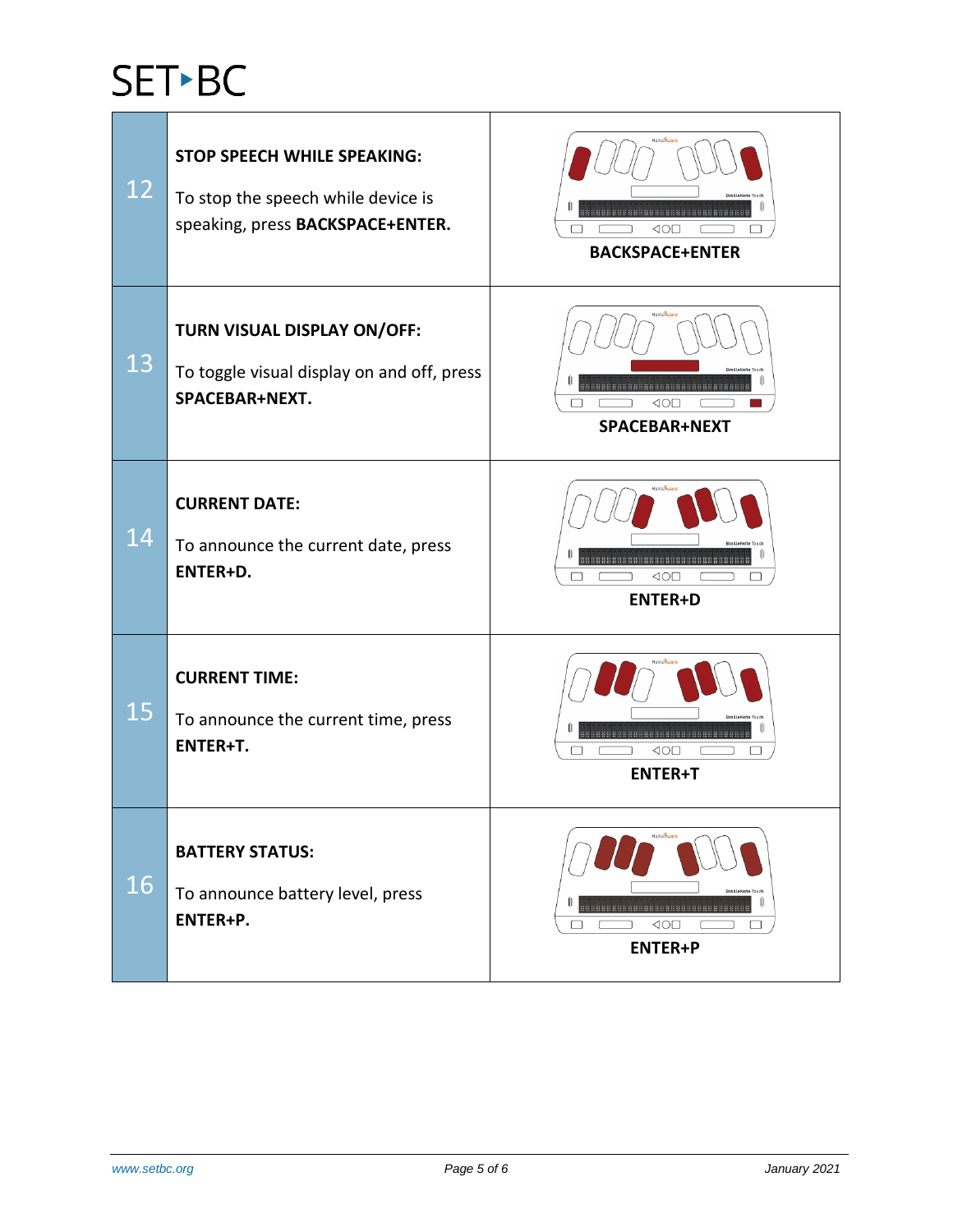| | | |
|---|---|---|
| 12 | **STOP SPEECH WHILE SPEAKING:**<br><br>To stop the speech while device is speaking, press **BACKSPACE+ENTER.** | **BACKSPACE+ENTER** |
| 13 | **TURN VISUAL DISPLAY ON/OFF:**<br><br>To toggle visual display on and off, press **SPACEBAR+NEXT.** | **SPACEBAR+NEXT** |
| 14 | **CURRENT DATE:**<br><br>To announce the current date, press **ENTER+D.** | **ENTER+D** |
| 15 | **CURRENT TIME:**<br><br>To announce the current time, press **ENTER+T.** | **ENTER+T** |
| 16 | **BATTERY STATUS:**<br><br>To announce battery level, press **ENTER+P.** | **ENTER+P** |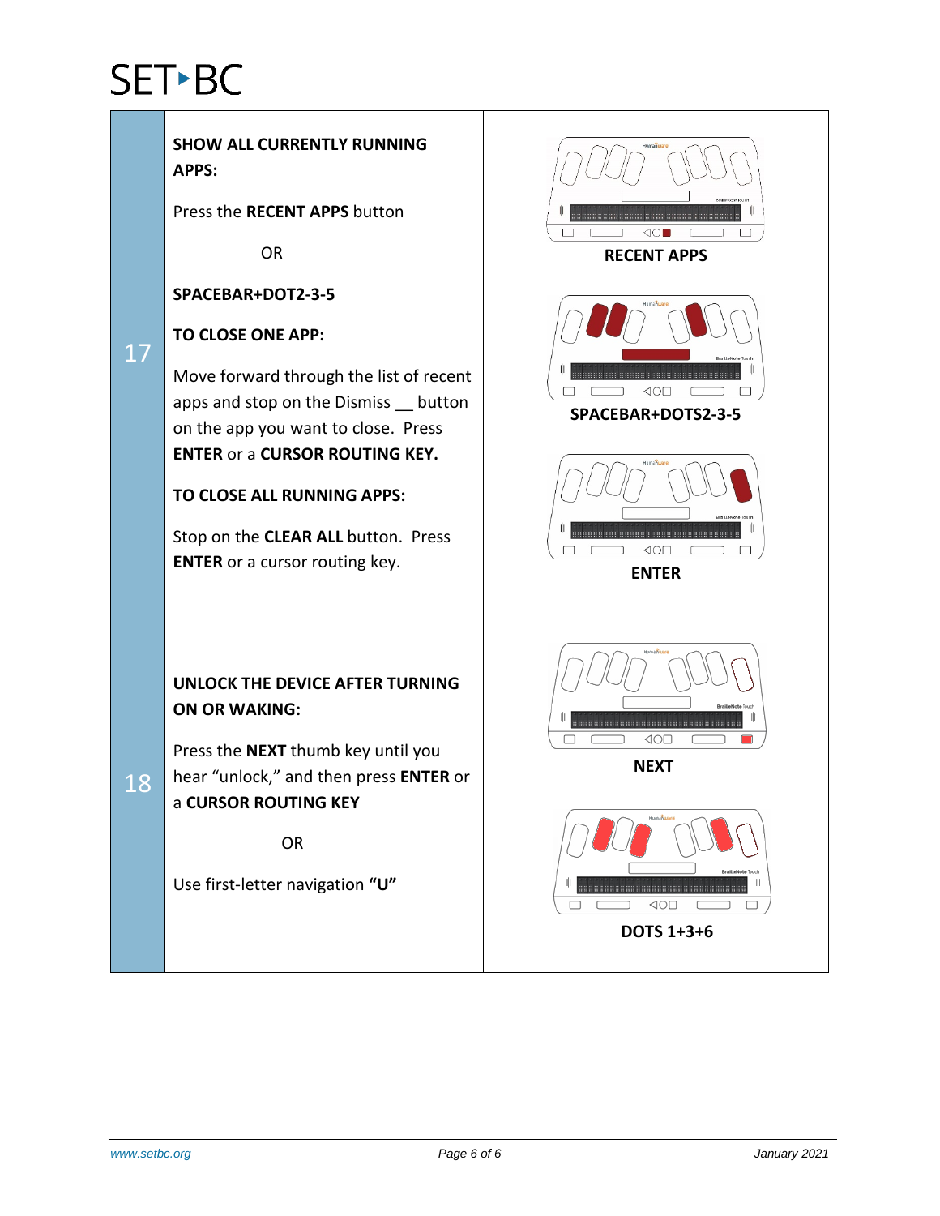| | | |
|---|---|---|
| 17 | **SHOW ALL CURRENTLY RUNNING APPS:**<br><br>Press the **RECENT APPS** button<br><br>OR<br><br>**SPACEBAR+DOT2-3-5**<br><br>**TO CLOSE ONE APP:**<br><br>Move forward through the list of recent apps and stop on the Dismiss __ button on the app you want to close. Press **ENTER** or a **CURSOR ROUTING KEY.**<br><br>**TO CLOSE ALL RUNNING APPS:**<br><br>Stop on the **CLEAR ALL** button. Press **ENTER** or a cursor routing key. | **RECENT APPS**<br><br>**SPACEBAR+DOTS2-3-5**<br><br>**ENTER** |
| 18 | **UNLOCK THE DEVICE AFTER TURNING ON OR WAKING:**<br><br>Press the **NEXT** thumb key until you hear "unlock," and then press **ENTER** or a **CURSOR ROUTING KEY**<br><br>OR<br><br>Use first-letter navigation **"U"** | **NEXT**<br><br>**DOTS 1+3+6** |